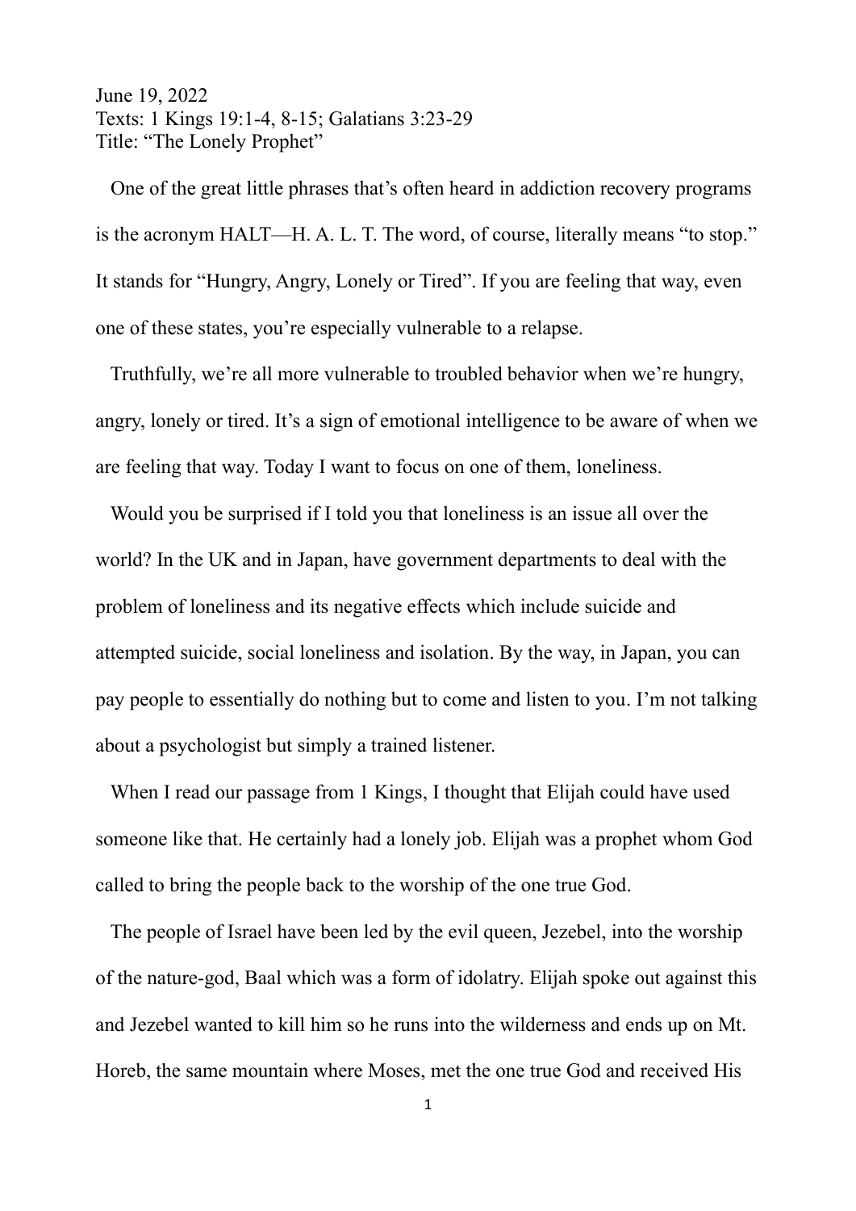June 19, 2022
Texts: 1 Kings 19:1-4, 8-15; Galatians 3:23-29
Title: "The Lonely Prophet"

One of the great little phrases that's often heard in addiction recovery programs is the acronym HALT—H. A. L. T. The word, of course, literally means "to stop." It stands for "Hungry, Angry, Lonely or Tired". If you are feeling that way, even one of these states, you're especially vulnerable to a relapse.

Truthfully, we're all more vulnerable to troubled behavior when we're hungry, angry, lonely or tired. It's a sign of emotional intelligence to be aware of when we are feeling that way. Today I want to focus on one of them, loneliness.

Would you be surprised if I told you that loneliness is an issue all over the world? In the UK and in Japan, have government departments to deal with the problem of loneliness and its negative effects which include suicide and attempted suicide, social loneliness and isolation. By the way, in Japan, you can pay people to essentially do nothing but to come and listen to you. I'm not talking about a psychologist but simply a trained listener.

When I read our passage from 1 Kings, I thought that Elijah could have used someone like that. He certainly had a lonely job. Elijah was a prophet whom God called to bring the people back to the worship of the one true God.

The people of Israel have been led by the evil queen, Jezebel, into the worship of the nature-god, Baal which was a form of idolatry. Elijah spoke out against this and Jezebel wanted to kill him so he runs into the wilderness and ends up on Mt. Horeb, the same mountain where Moses, met the one true God and received His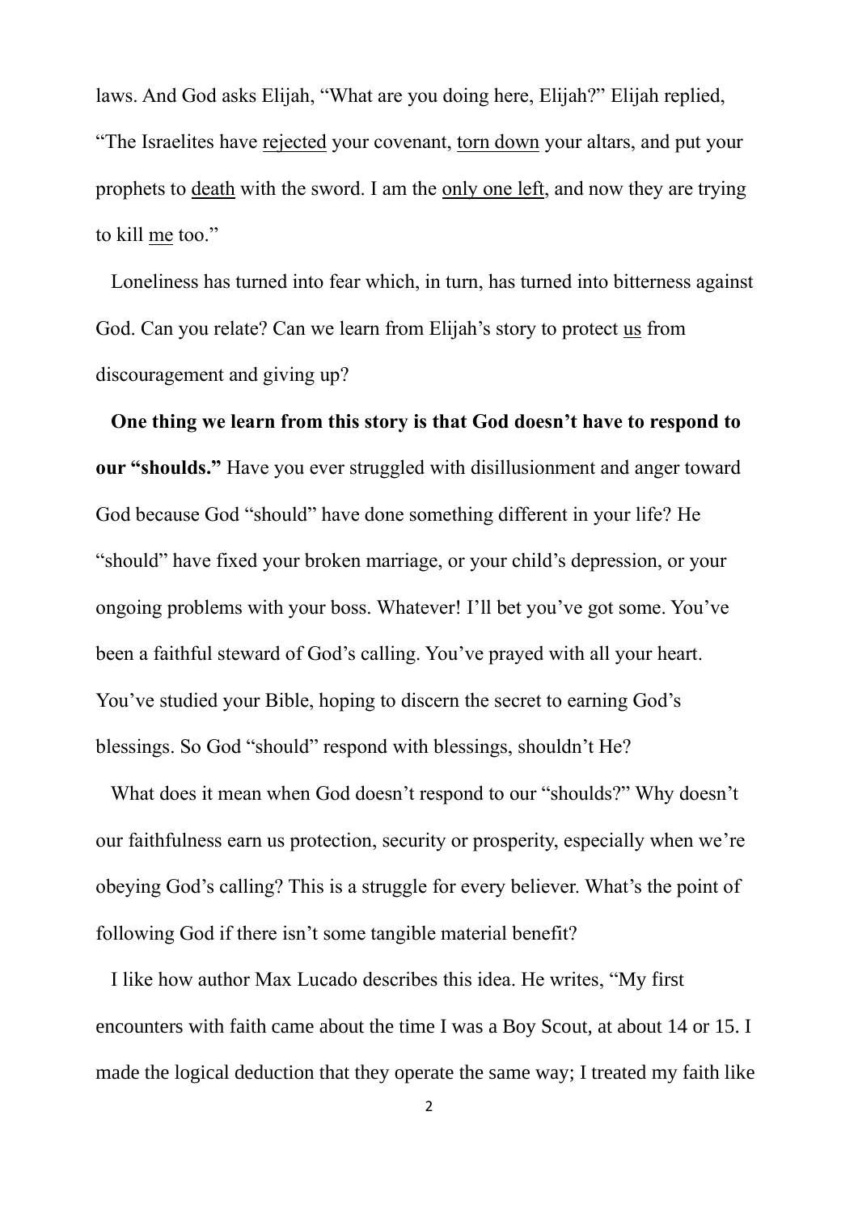laws. And God asks Elijah, "What are you doing here, Elijah?" Elijah replied, "The Israelites have <u>rejected</u> your covenant, <u>torn down</u> your altars, and put your prophets to <u>death</u> with the sword. I am the <u>only one left</u>, and now they are trying to kill <u>me</u> too."

Loneliness has turned into fear which, in turn, has turned into bitterness against God. Can you relate? Can we learn from Elijah's story to protect <u>us</u> from discouragement and giving up?

**One thing we learn from this story is that God doesn't have to respond to our "shoulds."** Have you ever struggled with disillusionment and anger toward God because God "should" have done something different in your life? He "should" have fixed your broken marriage, or your child's depression, or your ongoing problems with your boss. Whatever! I'll bet you've got some. You've been a faithful steward of God's calling. You've prayed with all your heart. You've studied your Bible, hoping to discern the secret to earning God's blessings. So God "should" respond with blessings, shouldn't He?

What does it mean when God doesn't respond to our "shoulds?" Why doesn't our faithfulness earn us protection, security or prosperity, especially when we're obeying God's calling? This is a struggle for every believer. What's the point of following God if there isn't some tangible material benefit?

I like how author Max Lucado describes this idea. He writes, "My first encounters with faith came about the time I was a Boy Scout, at about 14 or 15. I made the logical deduction that they operate the same way; I treated my faith like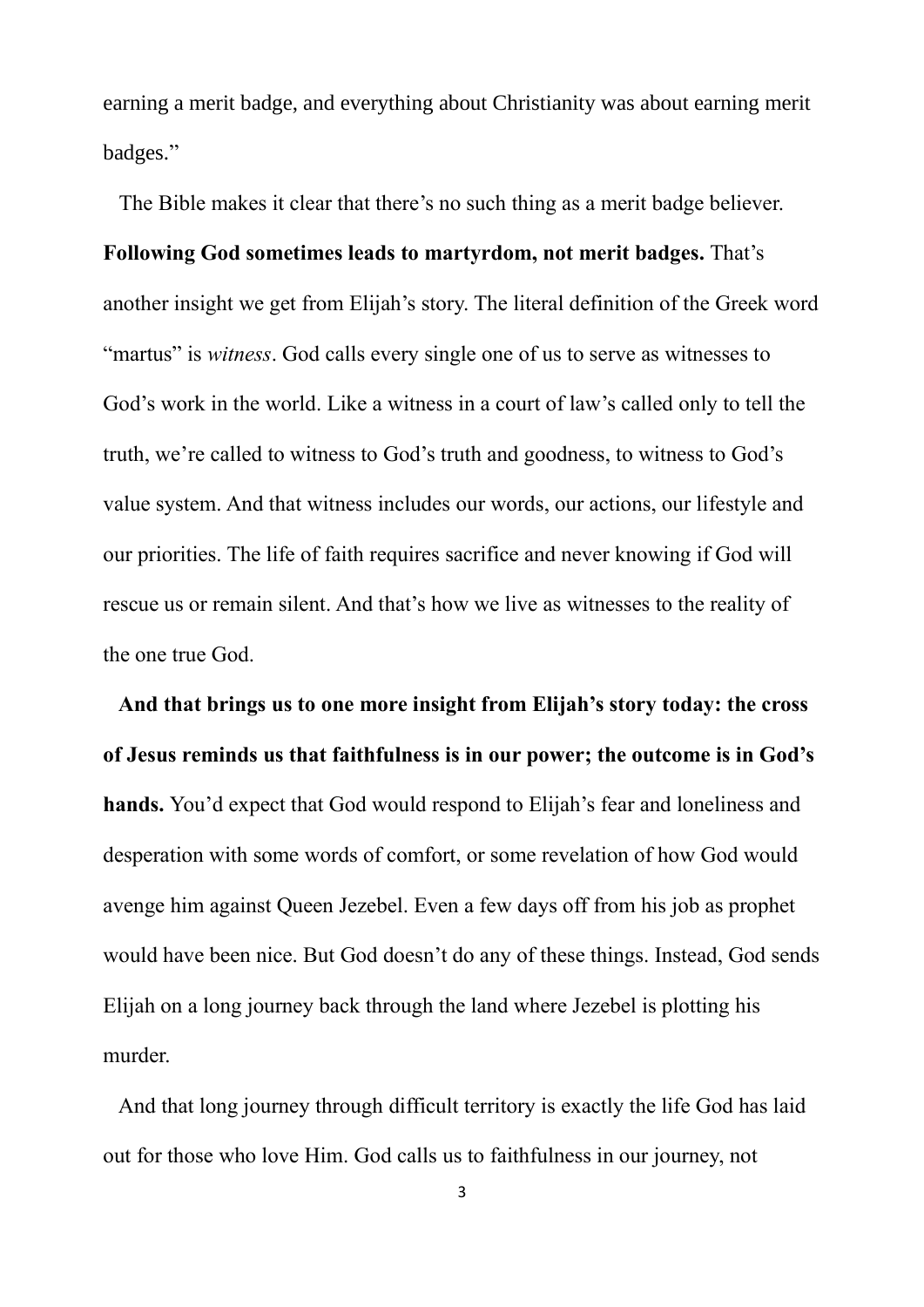earning a merit badge, and everything about Christianity was about earning merit badges."

The Bible makes it clear that there's no such thing as a merit badge believer. **Following God sometimes leads to martyrdom, not merit badges.** That's another insight we get from Elijah's story. The literal definition of the Greek word "martus" is *witness*. God calls every single one of us to serve as witnesses to God's work in the world. Like a witness in a court of law's called only to tell the truth, we're called to witness to God's truth and goodness, to witness to God's value system. And that witness includes our words, our actions, our lifestyle and our priorities. The life of faith requires sacrifice and never knowing if God will rescue us or remain silent. And that's how we live as witnesses to the reality of the one true God.

**And that brings us to one more insight from Elijah's story today: the cross of Jesus reminds us that faithfulness is in our power; the outcome is in God's hands.** You'd expect that God would respond to Elijah's fear and loneliness and desperation with some words of comfort, or some revelation of how God would avenge him against Queen Jezebel. Even a few days off from his job as prophet would have been nice. But God doesn't do any of these things. Instead, God sends Elijah on a long journey back through the land where Jezebel is plotting his murder.

And that long journey through difficult territory is exactly the life God has laid out for those who love Him. God calls us to faithfulness in our journey, not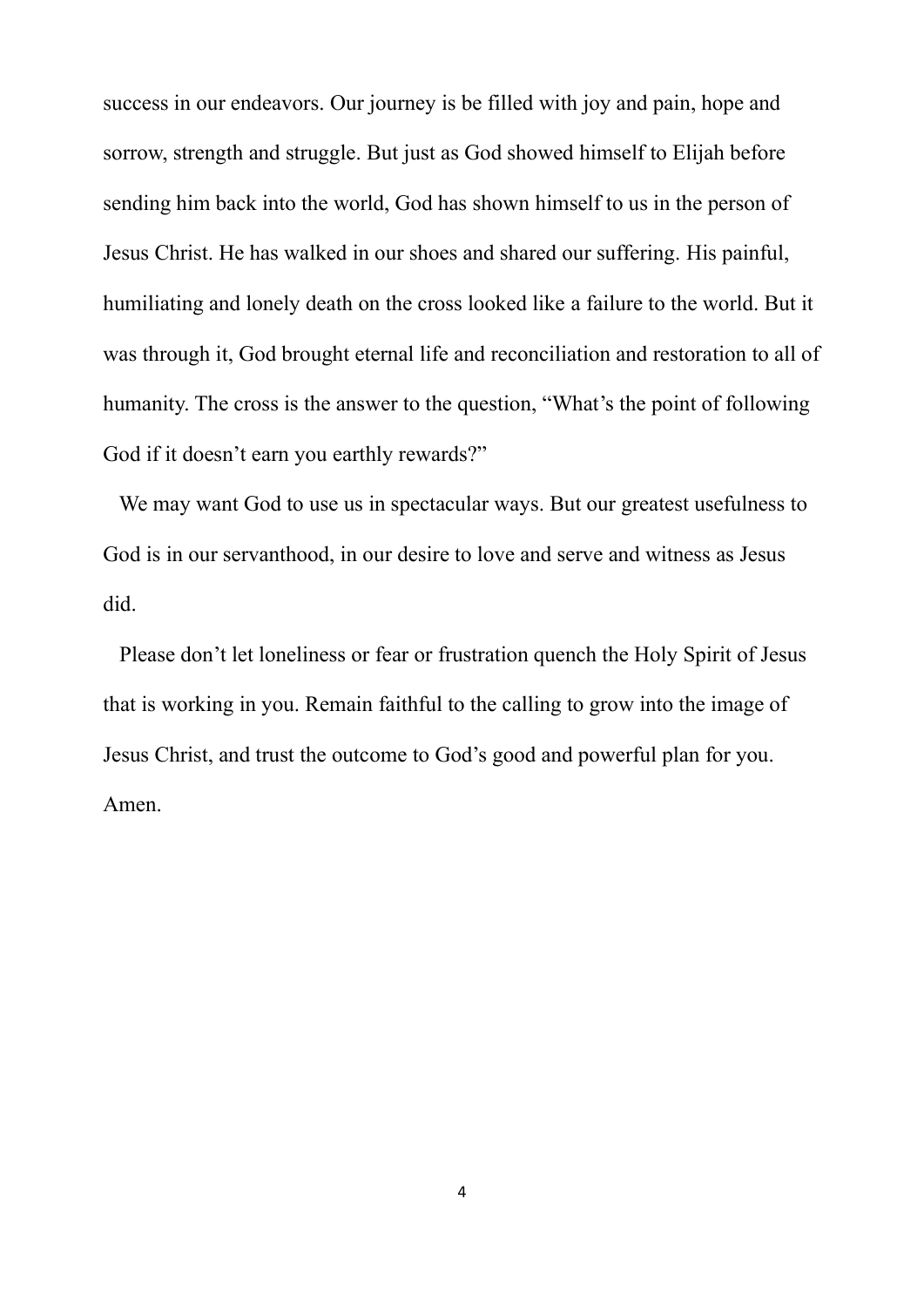success in our endeavors. Our journey is be filled with joy and pain, hope and sorrow, strength and struggle. But just as God showed himself to Elijah before sending him back into the world, God has shown himself to us in the person of Jesus Christ. He has walked in our shoes and shared our suffering. His painful, humiliating and lonely death on the cross looked like a failure to the world. But it was through it, God brought eternal life and reconciliation and restoration to all of humanity. The cross is the answer to the question, "What's the point of following God if it doesn't earn you earthly rewards?"

We may want God to use us in spectacular ways. But our greatest usefulness to God is in our servanthood, in our desire to love and serve and witness as Jesus did.

Please don't let loneliness or fear or frustration quench the Holy Spirit of Jesus that is working in you. Remain faithful to the calling to grow into the image of Jesus Christ, and trust the outcome to God's good and powerful plan for you. Amen.